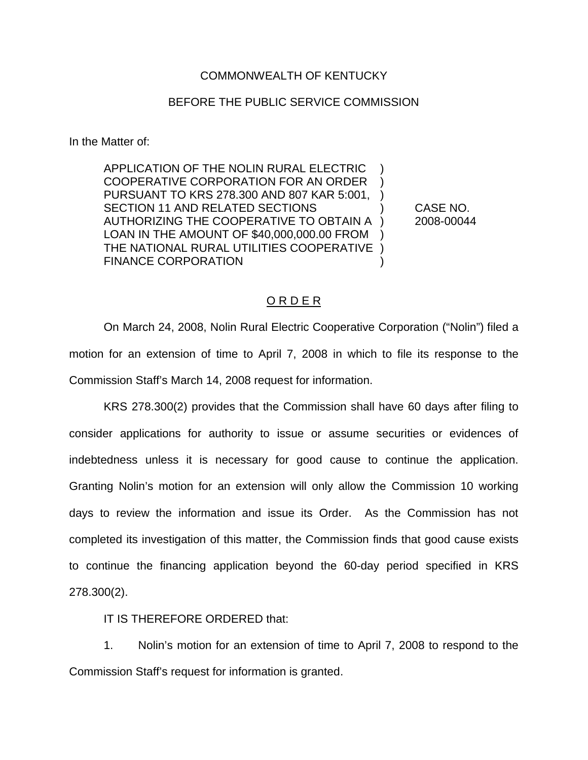COMMONWEALTH OF KENTUCKY

BEFORE THE PUBLIC SERVICE COMMISSION

In the Matter of:

| | | |
|---|---|---|
| APPLICATION OF THE NOLIN RURAL ELECTRIC COOPERATIVE CORPORATION FOR AN ORDER PURSUANT TO KRS 278.300 AND 807 KAR 5:001, SECTION 11 AND RELATED SECTIONS AUTHORIZING THE COOPERATIVE TO OBTAIN A LOAN IN THE AMOUNT OF $40,000,000.00 FROM THE NATIONAL RURAL UTILITIES COOPERATIVE FINANCE CORPORATION | ) | CASE NO. 2008-00044 |

O R D E R

On March 24, 2008, Nolin Rural Electric Cooperative Corporation ("Nolin") filed a motion for an extension of time to April 7, 2008 in which to file its response to the Commission Staff's March 14, 2008 request for information.

KRS 278.300(2) provides that the Commission shall have 60 days after filing to consider applications for authority to issue or assume securities or evidences of indebtedness unless it is necessary for good cause to continue the application. Granting Nolin's motion for an extension will only allow the Commission 10 working days to review the information and issue its Order. As the Commission has not completed its investigation of this matter, the Commission finds that good cause exists to continue the financing application beyond the 60-day period specified in KRS 278.300(2).

IT IS THEREFORE ORDERED that:

1. Nolin's motion for an extension of time to April 7, 2008 to respond to the Commission Staff's request for information is granted.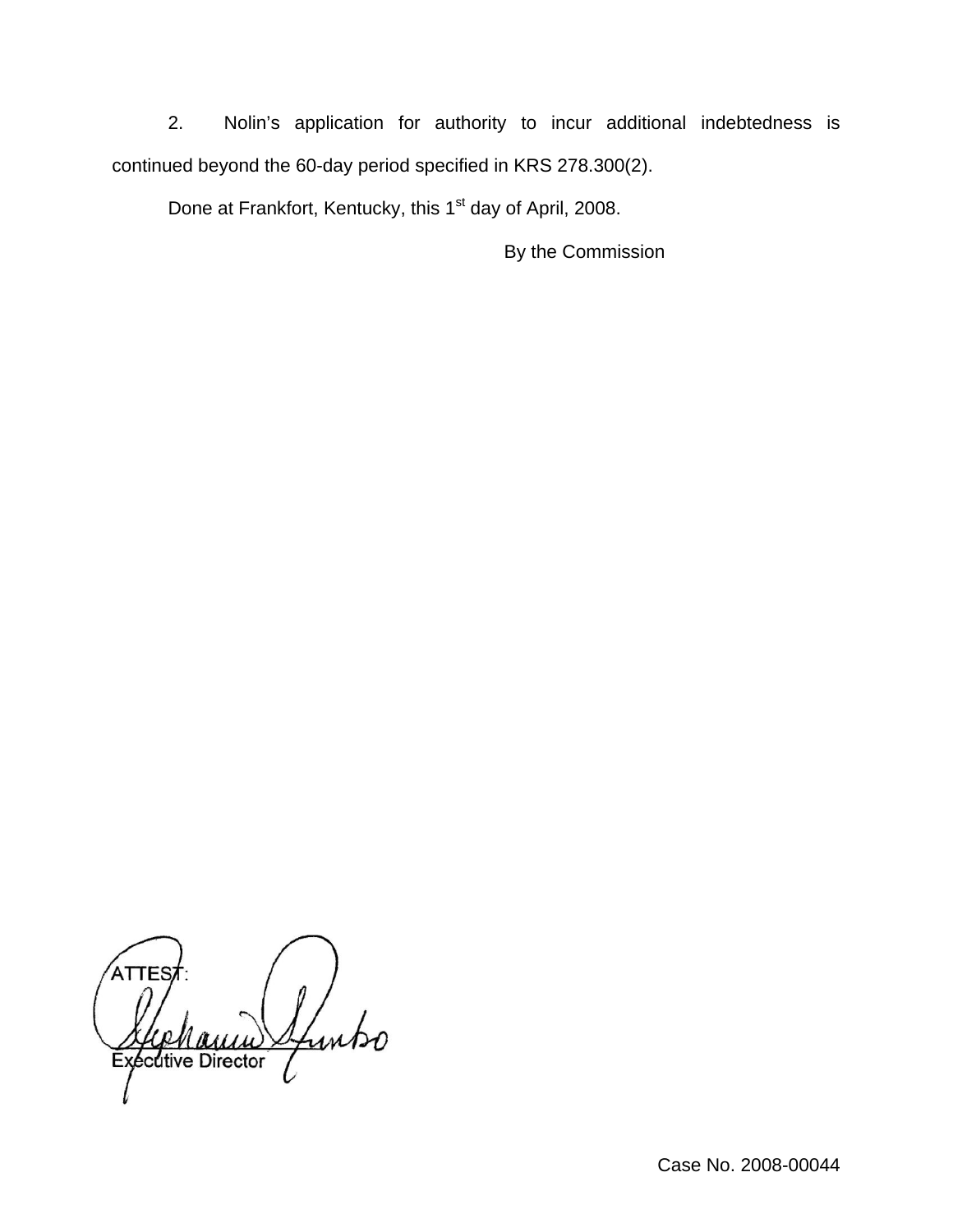2. Nolin's application for authority to incur additional indebtedness is continued beyond the 60-day period specified in KRS 278.300(2).

Done at Frankfort, Kentucky, this 1st day of April, 2008.

By the Commission

ATTEST:

Executive Director

Case No. 2008-00044